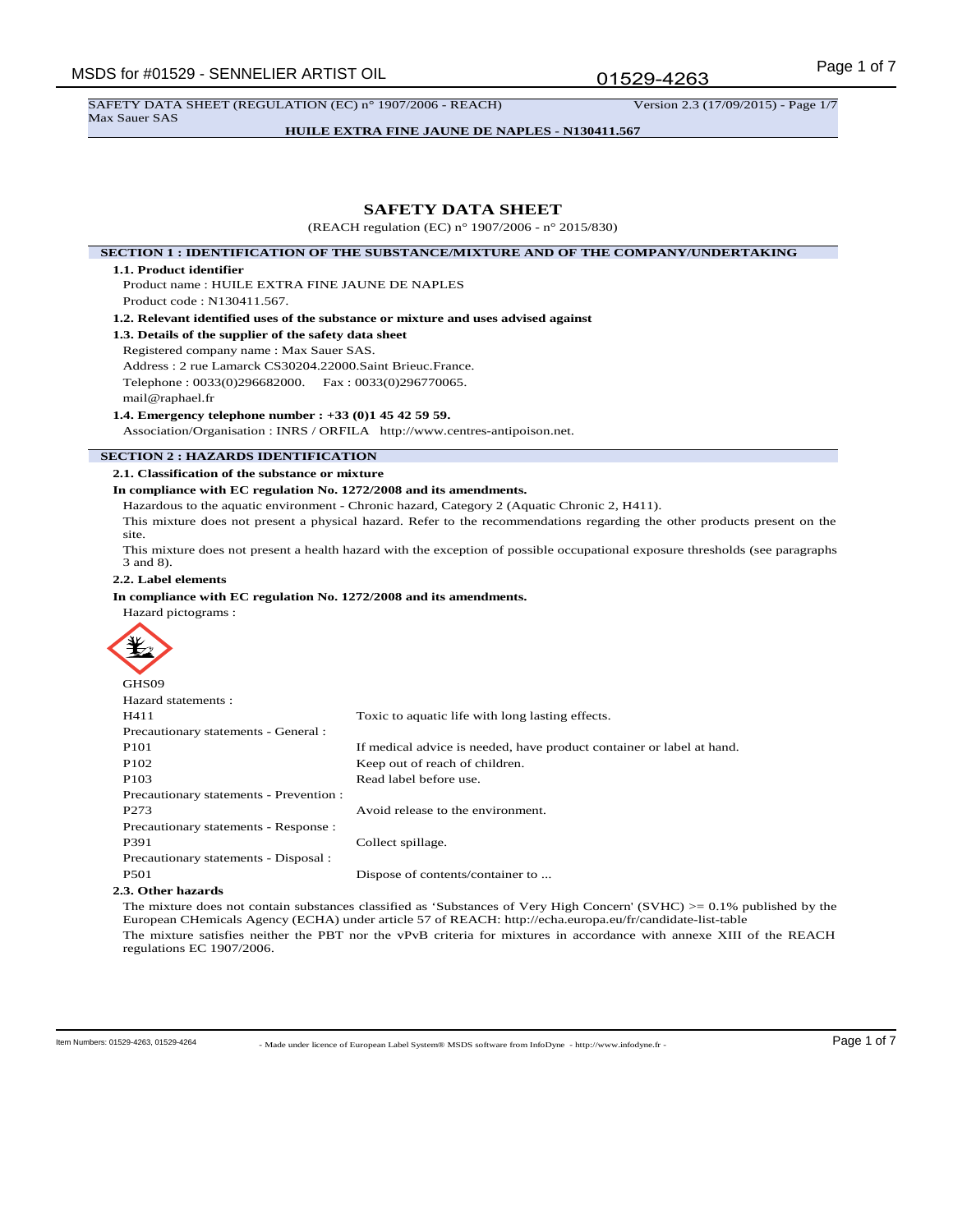# SAFETY DATA SHEET

(REACH regulation (EC) n° 1907/2006 - n° 2015/830)

## SECTION 1 : IDENTIFICATION OF THE SUBSTANCE/MIXTURE AND OF THE COMPANY/UNDERTAKING

**1.1. Product identifier**

Product name : HUILE EXTRA FINE JAUNE DE NAPLES

Product code : N130411.567.

**1.2. Relevant identified uses of the substance or mixture and uses advised against**

**1.3. Details of the supplier of the safety data sheet**

Registered company name : Max Sauer SAS.

Address : 2 rue Lamarck CS30204.22000.Saint Brieuc.France.

Telephone : 0033(0)296682000. Fax : 0033(0)296770065.

mail@raphael.fr

**1.4. Emergency telephone number : +33 (0)1 45 42 59 59.**

Association/Organisation : INRS / ORFILA http://www.centres-antipoison.net.

## SECTION 2 : HAZARDS IDENTIFICATION

**2.1. Classification of the substance or mixture**

**In compliance with EC regulation No. 1272/2008 and its amendments.**

Hazardous to the aquatic environment - Chronic hazard, Category 2 (Aquatic Chronic 2, H411).

This mixture does not present a physical hazard. Refer to the recommendations regarding the other products present on the site.

This mixture does not present a health hazard with the exception of possible occupational exposure thresholds (see paragraphs 3 and 8).

**2.2. Label elements**

**In compliance with EC regulation No. 1272/2008 and its amendments.**

Hazard pictograms :

GHS09

Hazard statements :

| | |
|---|---|
| H411 | Toxic to aquatic life with long lasting effects. |
| Precautionary statements - General : | |
| P101 | If medical advice is needed, have product container or label at hand. |
| P102 | Keep out of reach of children. |
| P103 | Read label before use. |
| Precautionary statements - Prevention : | |
| P273 | Avoid release to the environment. |
| Precautionary statements - Response : | |
| P391 | Collect spillage. |
| Precautionary statements - Disposal : | |
| P501 | Dispose of contents/container to ... |

**2.3. Other hazards**

The mixture does not contain substances classified as 'Substances of Very High Concern' (SVHC) >= 0.1% published by the European CHemicals Agency (ECHA) under article 57 of REACH: http://echa.europa.eu/fr/candidate-list-table

The mixture satisfies neither the PBT nor the vPvB criteria for mixtures in accordance with annexe XIII of the REACH regulations EC 1907/2006.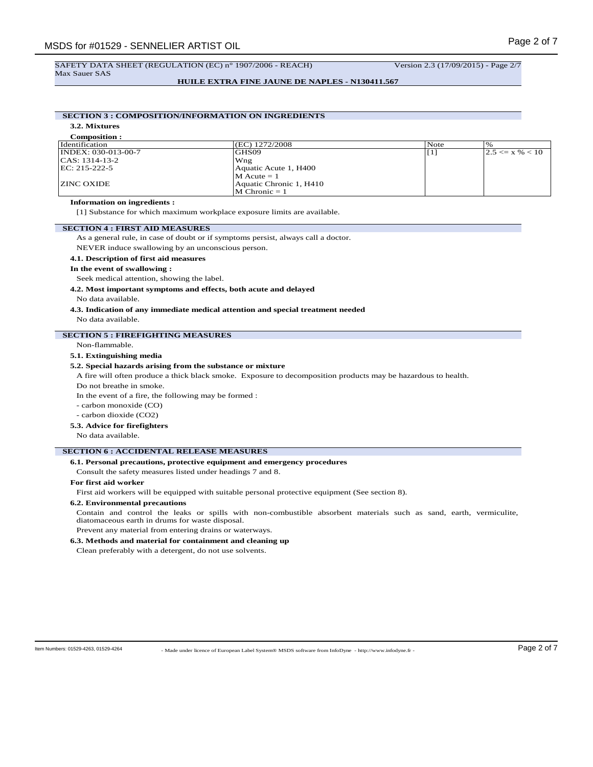## SECTION 3 : COMPOSITION/INFORMATION ON INGREDIENTS

### 3.2. Mixtures

**Composition :**

| Identification | (EC) 1272/2008 | Note | % |
|---|---|---|---|
| INDEX: 030-013-00-7<br>CAS: 1314-13-2<br>EC: 215-222-5<br><br>ZINC OXIDE | GHS09<br>Wng<br>Aquatic Acute 1, H400<br>M Acute = 1<br>Aquatic Chronic 1, H410<br>M Chronic = 1 | [1] | 2.5 <= x % < 10 |

**Information on ingredients :**

[1] Substance for which maximum workplace exposure limits are available.

## SECTION 4 : FIRST AID MEASURES

As a general rule, in case of doubt or if symptoms persist, always call a doctor.

NEVER induce swallowing by an unconscious person.

### 4.1. Description of first aid measures

**In the event of swallowing :**

Seek medical attention, showing the label.

### 4.2. Most important symptoms and effects, both acute and delayed

No data available.

### 4.3. Indication of any immediate medical attention and special treatment needed

No data available.

## SECTION 5 : FIREFIGHTING MEASURES

Non-flammable.

### 5.1. Extinguishing media

### 5.2. Special hazards arising from the substance or mixture

A fire will often produce a thick black smoke. Exposure to decomposition products may be hazardous to health.

Do not breathe in smoke.

In the event of a fire, the following may be formed :

- carbon monoxide (CO)
- carbon dioxide ($CO_2$)

### 5.3. Advice for firefighters

No data available.

## SECTION 6 : ACCIDENTAL RELEASE MEASURES

### 6.1. Personal precautions, protective equipment and emergency procedures

Consult the safety measures listed under headings 7 and 8.

**For first aid worker**

First aid workers will be equipped with suitable personal protective equipment (See section 8).

### 6.2. Environmental precautions

Contain and control the leaks or spills with non-combustible absorbent materials such as sand, earth, vermiculite, diatomaceous earth in drums for waste disposal.

Prevent any material from entering drains or waterways.

### 6.3. Methods and material for containment and cleaning up

Clean preferably with a detergent, do not use solvents.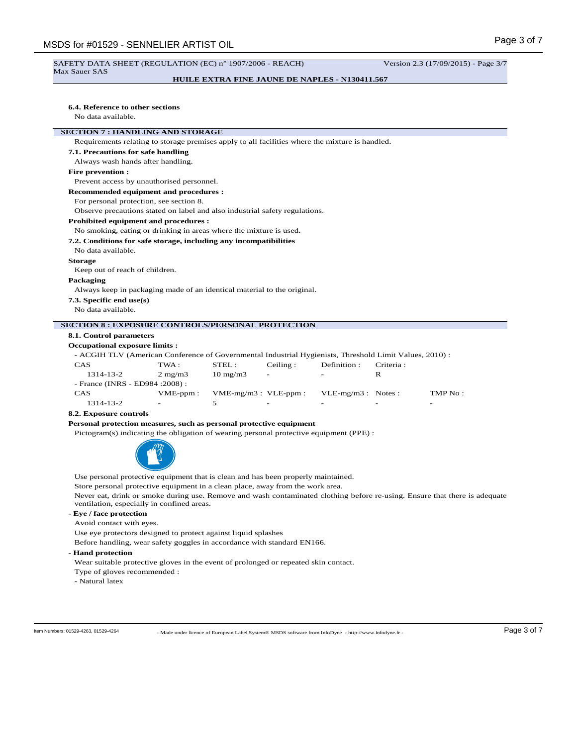SAFETY DATA SHEET (REGULATION (EC) n° 1907/2006 - REACH) Version 2.3 (17/09/2015) - Page 3/7
Max Sauer SAS

**HUILE EXTRA FINE JAUNE DE NAPLES - N130411.567**

**6.4. Reference to other sections**

No data available.

## SECTION 7 : HANDLING AND STORAGE

Requirements relating to storage premises apply to all facilities where the mixture is handled.

**7.1. Precautions for safe handling**

Always wash hands after handling.

**Fire prevention :**

Prevent access by unauthorised personnel.

**Recommended equipment and procedures :**

For personal protection, see section 8.

Observe precautions stated on label and also industrial safety regulations.

**Prohibited equipment and procedures :**

No smoking, eating or drinking in areas where the mixture is used.

**7.2. Conditions for safe storage, including any incompatibilities**

No data available.

**Storage**

Keep out of reach of children.

**Packaging**

Always keep in packaging made of an identical material to the original.

**7.3. Specific end use(s)**

No data available.

## SECTION 8 : EXPOSURE CONTROLS/PERSONAL PROTECTION

**8.1. Control parameters**

**Occupational exposure limits :**

- ACGIH TLV (American Conference of Governmental Industrial Hygienists, Threshold Limit Values, 2010) :

| CAS | TWA : | STEL : | Ceiling : | Definition : | Criteria : |
|---|---|---|---|---|---|
| 1314-13-2 | 2 mg/m3 | 10 mg/m3 | - | - | R |

- France (INRS - ED984 :2008) :

| CAS | VME-ppm : | VME-mg/m3 : | VLE-ppm : | VLE-mg/m3 : | Notes : | TMP No : |
|---|---|---|---|---|---|---|
| 1314-13-2 | - | 5 | - | - | - | - |

**8.2. Exposure controls**

**Personal protection measures, such as personal protective equipment**

Pictogram(s) indicating the obligation of wearing personal protective equipment (PPE) :

Use personal protective equipment that is clean and has been properly maintained.

Store personal protective equipment in a clean place, away from the work area.

Never eat, drink or smoke during use. Remove and wash contaminated clothing before re-using. Ensure that there is adequate ventilation, especially in confined areas.

**- Eye / face protection**

Avoid contact with eyes.

Use eye protectors designed to protect against liquid splashes

Before handling, wear safety goggles in accordance with standard EN166.

**- Hand protection**

Wear suitable protective gloves in the event of prolonged or repeated skin contact.

Type of gloves recommended :

- Natural latex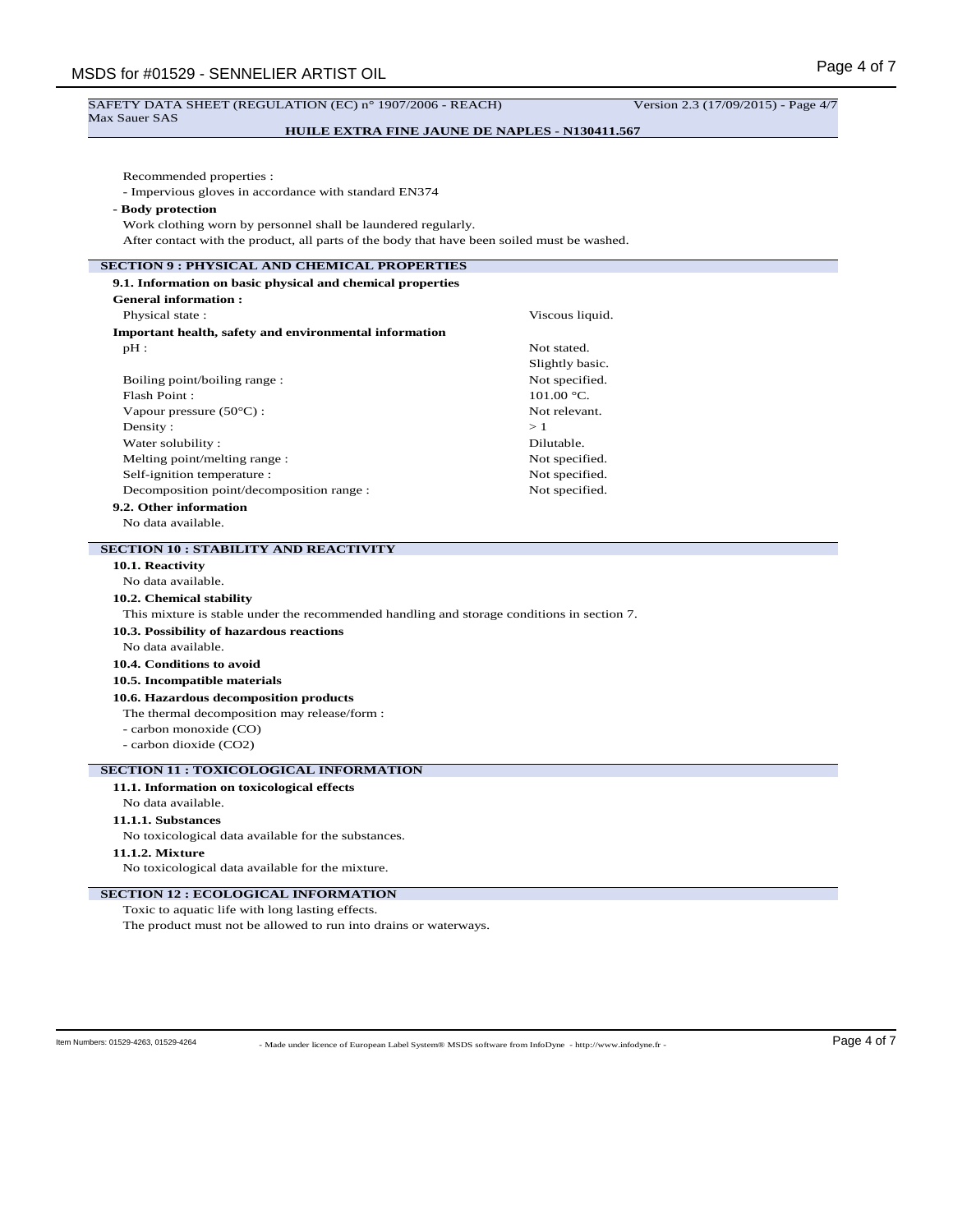Recommended properties :

- Impervious gloves in accordance with standard EN374

**- Body protection**

Work clothing worn by personnel shall be laundered regularly.

After contact with the product, all parts of the body that have been soiled must be washed.

## SECTION 9 : PHYSICAL AND CHEMICAL PROPERTIES

**9.1. Information on basic physical and chemical properties**

**General information :**

| | |
|---|---|
| Physical state : | Viscous liquid. |

**Important health, safety and environmental information**

| | |
|---|---|
| pH : | Not stated. |
| | Slightly basic. |
| Boiling point/boiling range : | Not specified. |
| Flash Point : | 101.00 °C. |
| Vapour pressure (50°C) : | Not relevant. |
| Density : | > 1 |
| Water solubility : | Dilutable. |
| Melting point/melting range : | Not specified. |
| Self-ignition temperature : | Not specified. |
| Decomposition point/decomposition range : | Not specified. |

**9.2. Other information**

No data available.

## SECTION 10 : STABILITY AND REACTIVITY

**10.1. Reactivity**

No data available.

**10.2. Chemical stability**

This mixture is stable under the recommended handling and storage conditions in section 7.

**10.3. Possibility of hazardous reactions**

No data available.

**10.4. Conditions to avoid**

**10.5. Incompatible materials**

**10.6. Hazardous decomposition products**

The thermal decomposition may release/form :

- carbon monoxide (CO)
- carbon dioxide ($CO_2$)

## SECTION 11 : TOXICOLOGICAL INFORMATION

**11.1. Information on toxicological effects**

No data available.

**11.1.1. Substances**

No toxicological data available for the substances.

**11.1.2. Mixture**

No toxicological data available for the mixture.

## SECTION 12 : ECOLOGICAL INFORMATION

Toxic to aquatic life with long lasting effects.

The product must not be allowed to run into drains or waterways.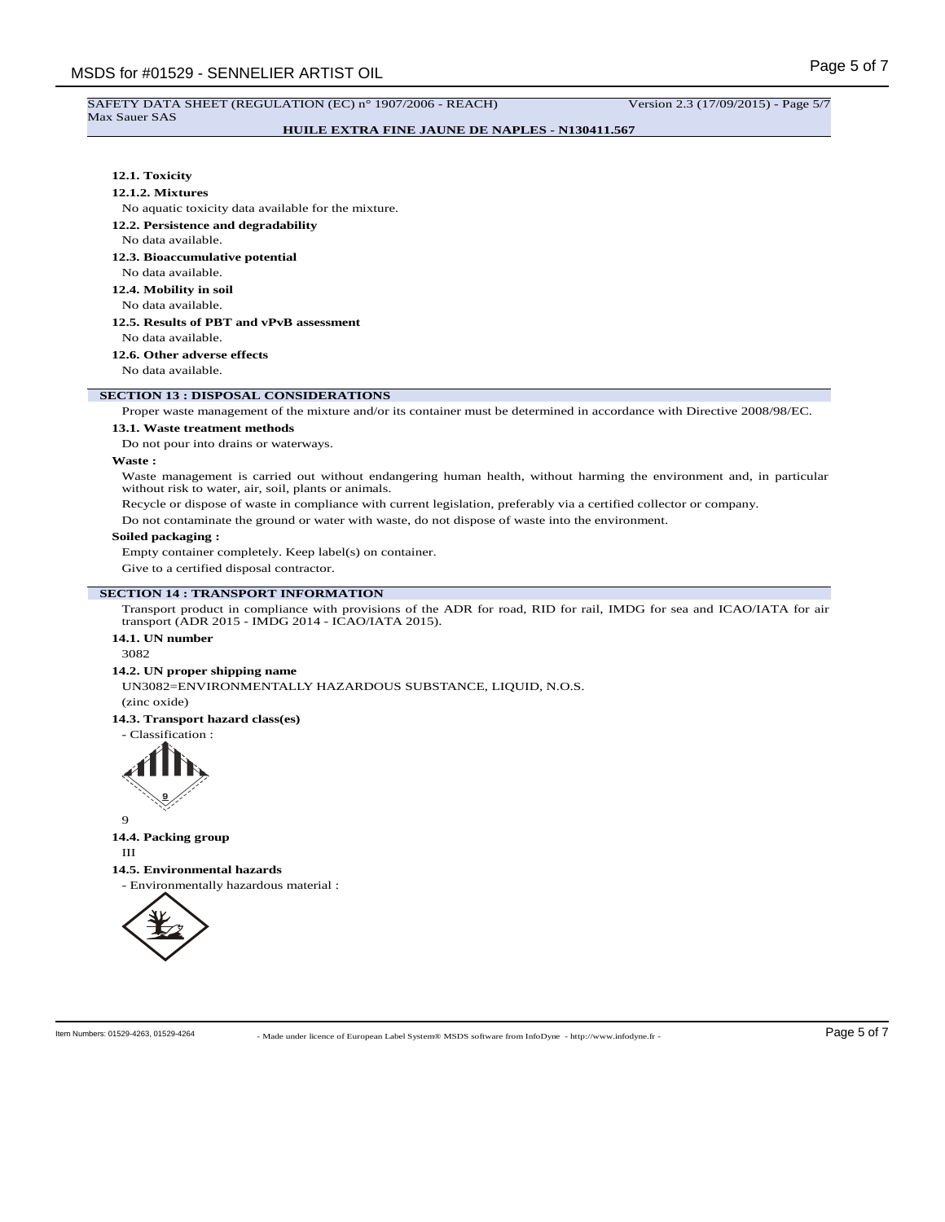**12.1. Toxicity**

**12.1.2. Mixtures**

No aquatic toxicity data available for the mixture.

**12.2. Persistence and degradability**

No data available.

**12.3. Bioaccumulative potential**

No data available.

**12.4. Mobility in soil**

No data available.

**12.5. Results of PBT and vPvB assessment**

No data available.

**12.6. Other adverse effects**

No data available.

## SECTION 13 : DISPOSAL CONSIDERATIONS

Proper waste management of the mixture and/or its container must be determined in accordance with Directive 2008/98/EC.

**13.1. Waste treatment methods**

Do not pour into drains or waterways.

**Waste :**

Waste management is carried out without endangering human health, without harming the environment and, in particular without risk to water, air, soil, plants or animals.

Recycle or dispose of waste in compliance with current legislation, preferably via a certified collector or company.

Do not contaminate the ground or water with waste, do not dispose of waste into the environment.

**Soiled packaging :**

Empty container completely. Keep label(s) on container.

Give to a certified disposal contractor.

## SECTION 14 : TRANSPORT INFORMATION

Transport product in compliance with provisions of the ADR for road, RID for rail, IMDG for sea and ICAO/IATA for air transport (ADR 2015 - IMDG 2014 - ICAO/IATA 2015).

**14.1. UN number**

3082

**14.2. UN proper shipping name**

UN3082=ENVIRONMENTALLY HAZARDOUS SUBSTANCE, LIQUID, N.O.S.

(zinc oxide)

**14.3. Transport hazard class(es)**

- Classification :

9

**14.4. Packing group**

III

**14.5. Environmental hazards**

- Environmentally hazardous material :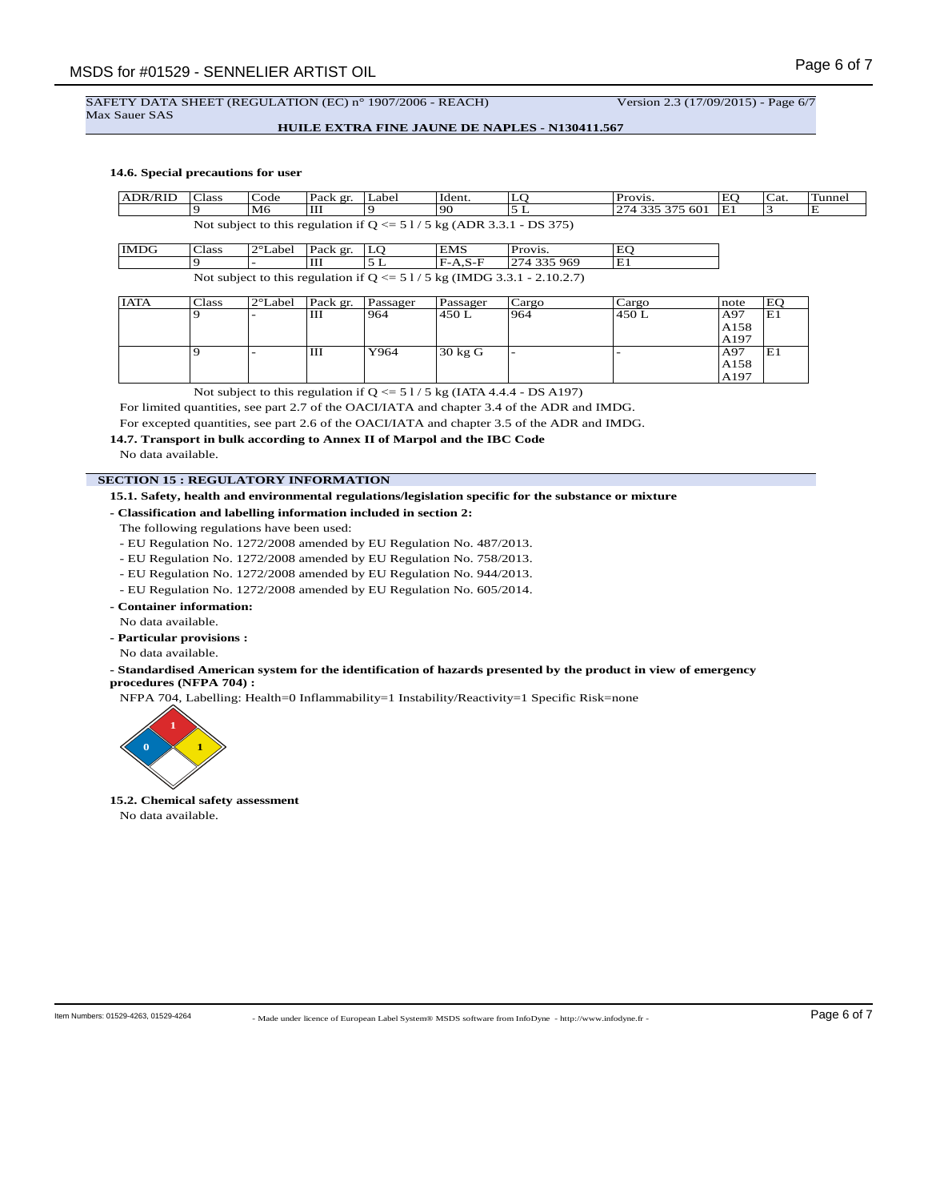SAFETY DATA SHEET (REGULATION (EC) n° 1907/2006 - REACH) Version 2.3 (17/09/2015) - Page 6/7
Max Sauer SAS

**HUILE EXTRA FINE JAUNE DE NAPLES - N130411.567**

**14.6. Special precautions for user**

| ADR/RID | Class | Code | Pack gr. | Label | Ident. | LQ | Provis. | EQ | Cat. | Tunnel |
|---|---|---|---|---|---|---|---|---|---|---|
| | 9 | M6 | III | 9 | 90 | 5 L | 274 335 375 601 | E1 | 3 | E |

Not subject to this regulation if Q <= 5 l / 5 kg (ADR 3.3.1 - DS 375)

| IMDG | Class | 2°Label | Pack gr. | LQ | EMS | Provis. | EQ |
|---|---|---|---|---|---|---|---|
| | 9 | - | III | 5 L | F-A,S-F | 274 335 969 | E1 |

Not subject to this regulation if Q <= 5 l / 5 kg (IMDG 3.3.1 - 2.10.2.7)

| IATA | Class | 2°Label | Pack gr. | Passager | Passager | Cargo | Cargo | note | EQ |
|---|---|---|---|---|---|---|---|---|---|
| | 9 | - | III | 964 | 450 L | 964 | 450 L | A97 A158 A197 | E1 |
| | 9 | - | III | Y964 | 30 kg G | - | - | A97 A158 A197 | E1 |

Not subject to this regulation if Q <= 5 l / 5 kg (IATA 4.4.4 - DS A197)

For limited quantities, see part 2.7 of the OACI/IATA and chapter 3.4 of the ADR and IMDG.

For excepted quantities, see part 2.6 of the OACI/IATA and chapter 3.5 of the ADR and IMDG.

**14.7. Transport in bulk according to Annex II of Marpol and the IBC Code**

No data available.

## SECTION 15 : REGULATORY INFORMATION

**15.1. Safety, health and environmental regulations/legislation specific for the substance or mixture**

**- Classification and labelling information included in section 2:**

The following regulations have been used:

- EU Regulation No. 1272/2008 amended by EU Regulation No. 487/2013.
- EU Regulation No. 1272/2008 amended by EU Regulation No. 758/2013.
- EU Regulation No. 1272/2008 amended by EU Regulation No. 944/2013.
- EU Regulation No. 1272/2008 amended by EU Regulation No. 605/2014.

**- Container information:**

No data available.

**- Particular provisions :**

No data available.

**- Standardised American system for the identification of hazards presented by the product in view of emergency procedures (NFPA 704) :**

NFPA 704, Labelling: Health=0 Inflammability=1 Instability/Reactivity=1 Specific Risk=none

**15.2. Chemical safety assessment**

No data available.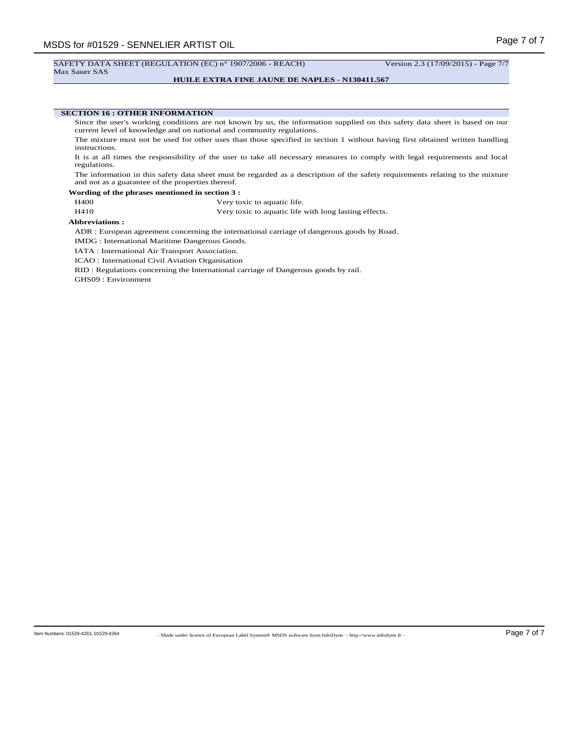## SECTION 16 : OTHER INFORMATION

Since the user's working conditions are not known by us, the information supplied on this safety data sheet is based on our current level of knowledge and on national and community regulations.

The mixture must not be used for other uses than those specified in section 1 without having first obtained written handling instructions.

It is at all times the responsibility of the user to take all necessary measures to comply with legal requirements and local regulations.

The information in this safety data sheet must be regarded as a description of the safety requirements relating to the mixture and not as a guarantee of the properties thereof.

**Wording of the phrases mentioned in section 3 :**

| | |
|---|---|
| H400 | Very toxic to aquatic life. |
| H410 | Very toxic to aquatic life with long lasting effects. |

**Abbreviations :**

ADR : European agreement concerning the international carriage of dangerous goods by Road.

IMDG : International Maritime Dangerous Goods.

IATA : International Air Transport Association.

ICAO : International Civil Aviation Organisation

RID : Regulations concerning the International carriage of Dangerous goods by rail.

GHS09 : Environment